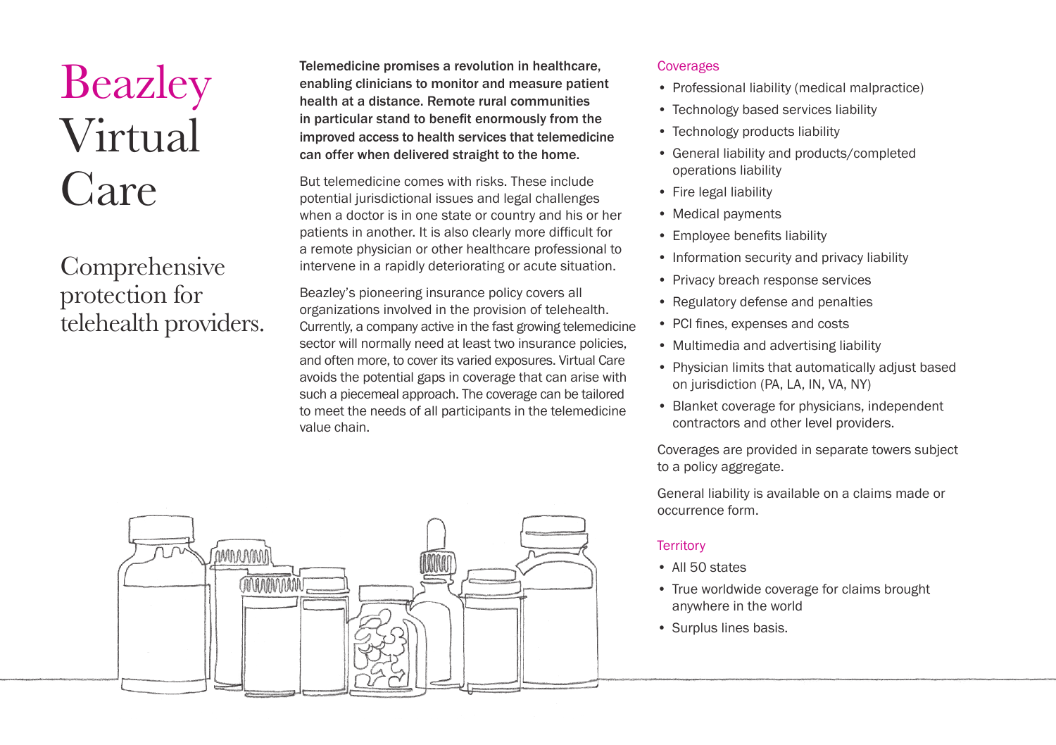# Beazley Virtual Care

## Comprehensive protection for telehealth providers.

**Telemedicine promises a revolution in healthcare, enabling clinicians to monitor and measure patient health at a distance. Remote rural communities in particular stand to benefit enormously from the improved access to health services that telemedicine can offer when delivered straight to the home.**

But telemedicine comes with risks. These include potential jurisdictional issues and legal challenges when a doctor is in one state or country and his or her patients in another. It is also clearly more difficult for a remote physician or other healthcare professional to intervene in a rapidly deteriorating or acute situation.

Beazley's pioneering insurance policy covers all organizations involved in the provision of telehealth. Currently, a company active in the fast growing telemedicine sector will normally need at least two insurance policies, and often more, to cover its varied exposures. Virtual Care avoids the potential gaps in coverage that can arise with such a piecemeal approach. The coverage can be tailored to meet the needs of all participants in the telemedicine value chain.

### Coverages

- Professional liability (medical malpractice)
- Technology based services liability
- Technology products liability
- General liability and products/completed operations liability
- Fire legal liability
- Medical payments
- Employee benefits liability
- Information security and privacy liability
- Privacy breach response services
- Regulatory defense and penalties
- PCI fines, expenses and costs
- Multimedia and advertising liability
- Physician limits that automatically adjust based on jurisdiction (PA, LA, IN, VA, NY)
- Blanket coverage for physicians, independent contractors and other level providers.

Coverages are provided in separate towers subject to a policy aggregate.

General liability is available on a claims made or occurrence form.

### Territory

- All 50 states
- True worldwide coverage for claims brought anywhere in the world
- Surplus lines basis.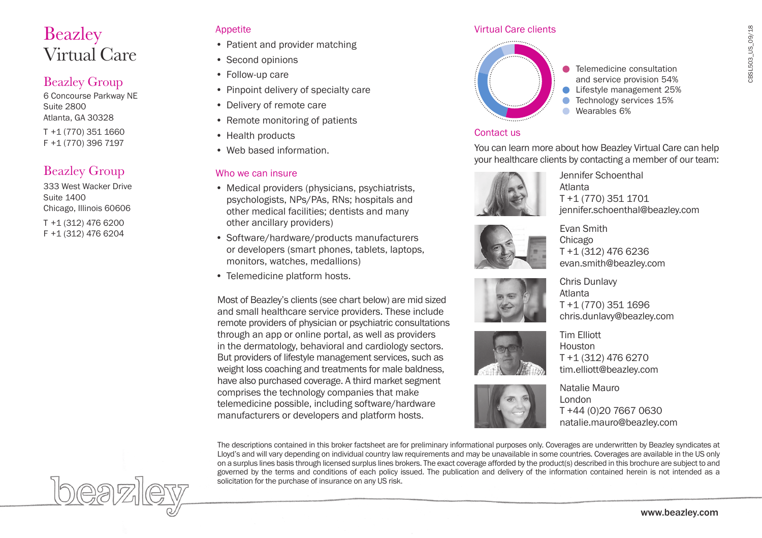# Beazley Virtual Care

## Beazley Group

6 Concourse Parkway NE
Suite 2800
Atlanta, GA 30328

T +1 (770) 351 1660
F +1 (770) 396 7197

## Beazley Group

333 West Wacker Drive
Suite 1400
Chicago, Illinois 60606

T +1 (312) 476 6200
F +1 (312) 476 6204

### Appetite

- Patient and provider matching
- Second opinions
- Follow-up care
- Pinpoint delivery of specialty care
- Delivery of remote care
- Remote monitoring of patients
- Health products
- Web based information.

### Who we can insure

- Medical providers (physicians, psychiatrists, psychologists, NPs/PAs, RNs; hospitals and other medical facilities; dentists and many other ancillary providers)
- Software/hardware/products manufacturers or developers (smart phones, tablets, laptops, monitors, watches, medallions)
- Telemedicine platform hosts.

Most of Beazley's clients (see chart below) are mid sized and small healthcare service providers. These include remote providers of physician or psychiatric consultations through an app or online portal, as well as providers in the dermatology, behavioral and cardiology sectors. But providers of lifestyle management services, such as weight loss coaching and treatments for male baldness, have also purchased coverage. A third market segment comprises the technology companies that make telemedicine possible, including software/hardware manufacturers or developers and platform hosts.

### Virtual Care clients

Telemedicine consultation and service provision 54%
Lifestyle management 25%
Technology services 15%
Wearables 6%

### Contact us

You can learn more about how Beazley Virtual Care can help your healthcare clients by contacting a member of our team:

Jennifer Schoenthal
Atlanta
T +1 (770) 351 1701
jennifer.schoenthal@beazley.com

Evan Smith
Chicago
T +1 (312) 476 6236
evan.smith@beazley.com

Chris Dunlavy
Atlanta
T +1 (770) 351 1696
chris.dunlavy@beazley.com

Tim Elliott
Houston
T +1 (312) 476 6270
tim.elliott@beazley.com

Natalie Mauro
London
T +44 (0)20 7667 0630
natalie.mauro@beazley.com

The descriptions contained in this broker factsheet are for preliminary informational purposes only. Coverages are underwritten by Beazley syndicates at Lloyd's and will vary depending on individual country law requirements and may be unavailable in some countries. Coverages are available in the US only on a surplus lines basis through licensed surplus lines brokers. The exact coverage afforded by the product(s) described in this brochure are subject to and governed by the terms and conditions of each policy issued. The publication and delivery of the information contained herein is not intended as a solicitation for the purchase of insurance on any US risk.

beazley

www.beazley.com

CBSL503_US_09/18